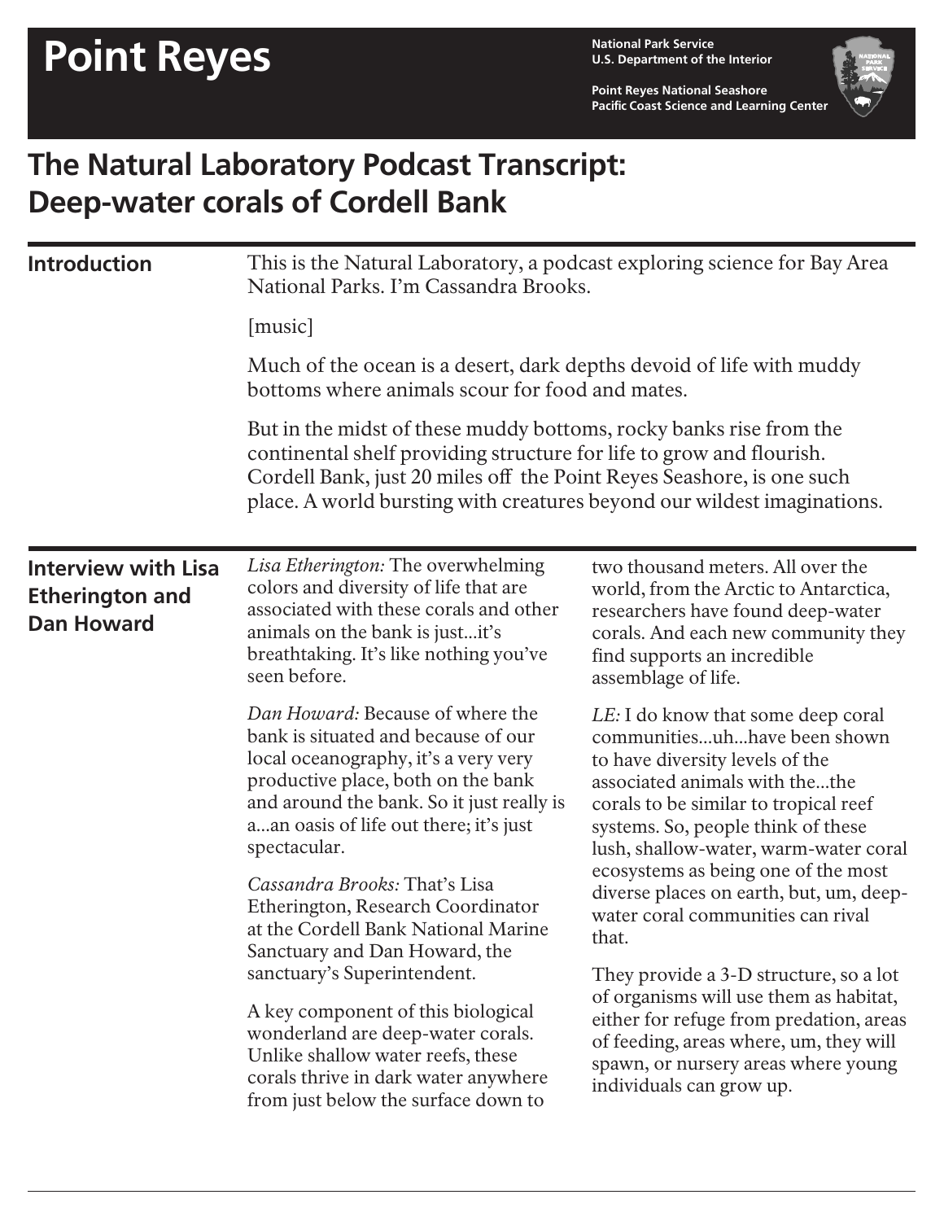# Point Reyes

**National Park Service**
**U.S. Department of the Interior**

**Point Reyes National Seashore**
**Pacific Coast Science and Learning Center**

## The Natural Laboratory Podcast Transcript: Deep-water corals of Cordell Bank

### Introduction

This is the Natural Laboratory, a podcast exploring science for Bay Area National Parks. I'm Cassandra Brooks.

[music]

Much of the ocean is a desert, dark depths devoid of life with muddy bottoms where animals scour for food and mates.

But in the midst of these muddy bottoms, rocky banks rise from the continental shelf providing structure for life to grow and flourish. Cordell Bank, just 20 miles off the Point Reyes Seashore, is one such place. A world bursting with creatures beyond our wildest imaginations.

### Interview with Lisa Etherington and Dan Howard

*Lisa Etherington:* The overwhelming colors and diversity of life that are associated with these corals and other animals on the bank is just...it's breathtaking. It's like nothing you've seen before.

*Dan Howard:* Because of where the bank is situated and because of our local oceanography, it's a very very productive place, both on the bank and around the bank. So it just really is a...an oasis of life out there; it's just spectacular.

*Cassandra Brooks:* That's Lisa Etherington, Research Coordinator at the Cordell Bank National Marine Sanctuary and Dan Howard, the sanctuary's Superintendent.

A key component of this biological wonderland are deep-water corals. Unlike shallow water reefs, these corals thrive in dark water anywhere from just below the surface down to two thousand meters. All over the world, from the Arctic to Antarctica, researchers have found deep-water corals. And each new community they find supports an incredible assemblage of life.

*LE:* I do know that some deep coral communities...uh...have been shown to have diversity levels of the associated animals with the...the corals to be similar to tropical reef systems. So, people think of these lush, shallow-water, warm-water coral ecosystems as being one of the most diverse places on earth, but, um, deep-water coral communities can rival that.

They provide a 3-D structure, so a lot of organisms will use them as habitat, either for refuge from predation, areas of feeding, areas where, um, they will spawn, or nursery areas where young individuals can grow up.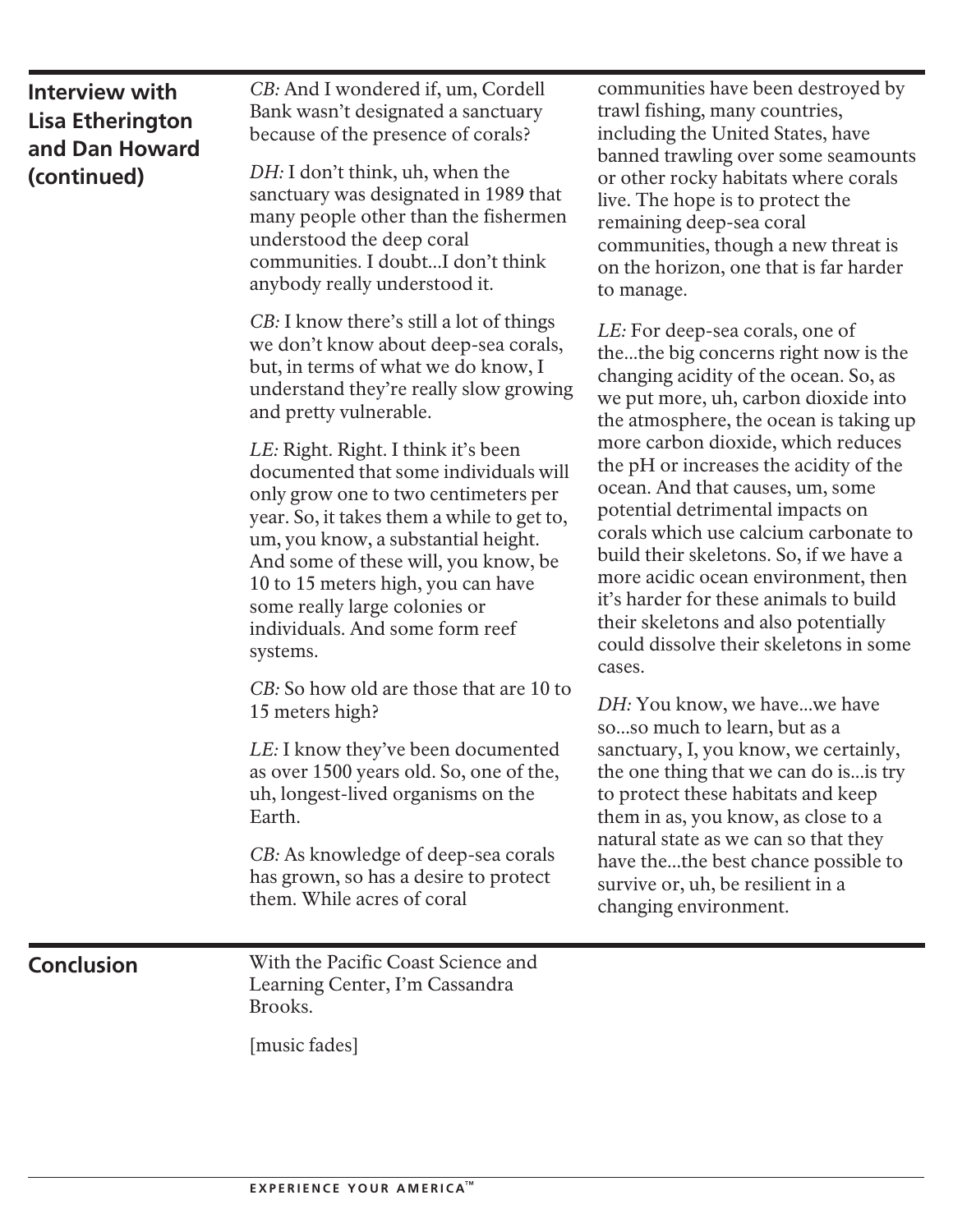## Interview with Lisa Etherington and Dan Howard (continued)

*CB:* And I wondered if, um, Cordell Bank wasn't designated a sanctuary because of the presence of corals?

*DH:* I don't think, uh, when the sanctuary was designated in 1989 that many people other than the fishermen understood the deep coral communities. I doubt...I don't think anybody really understood it.

*CB:* I know there's still a lot of things we don't know about deep-sea corals, but, in terms of what we do know, I understand they're really slow growing and pretty vulnerable.

*LE:* Right. Right. I think it's been documented that some individuals will only grow one to two centimeters per year. So, it takes them a while to get to, um, you know, a substantial height. And some of these will, you know, be 10 to 15 meters high, you can have some really large colonies or individuals. And some form reef systems.

*CB:* So how old are those that are 10 to 15 meters high?

*LE:* I know they've been documented as over 1500 years old. So, one of the, uh, longest-lived organisms on the Earth.

*CB:* As knowledge of deep-sea corals has grown, so has a desire to protect them. While acres of coral communities have been destroyed by trawl fishing, many countries, including the United States, have banned trawling over some seamounts or other rocky habitats where corals live. The hope is to protect the remaining deep-sea coral communities, though a new threat is on the horizon, one that is far harder to manage.

*LE:* For deep-sea corals, one of the...the big concerns right now is the changing acidity of the ocean. So, as we put more, uh, carbon dioxide into the atmosphere, the ocean is taking up more carbon dioxide, which reduces the pH or increases the acidity of the ocean. And that causes, um, some potential detrimental impacts on corals which use calcium carbonate to build their skeletons. So, if we have a more acidic ocean environment, then it's harder for these animals to build their skeletons and also potentially could dissolve their skeletons in some cases.

*DH:* You know, we have...we have so...so much to learn, but as a sanctuary, I, you know, we certainly, the one thing that we can do is...is try to protect these habitats and keep them in as, you know, as close to a natural state as we can so that they have the...the best chance possible to survive or, uh, be resilient in a changing environment.

## Conclusion

With the Pacific Coast Science and Learning Center, I'm Cassandra Brooks.

[music fades]